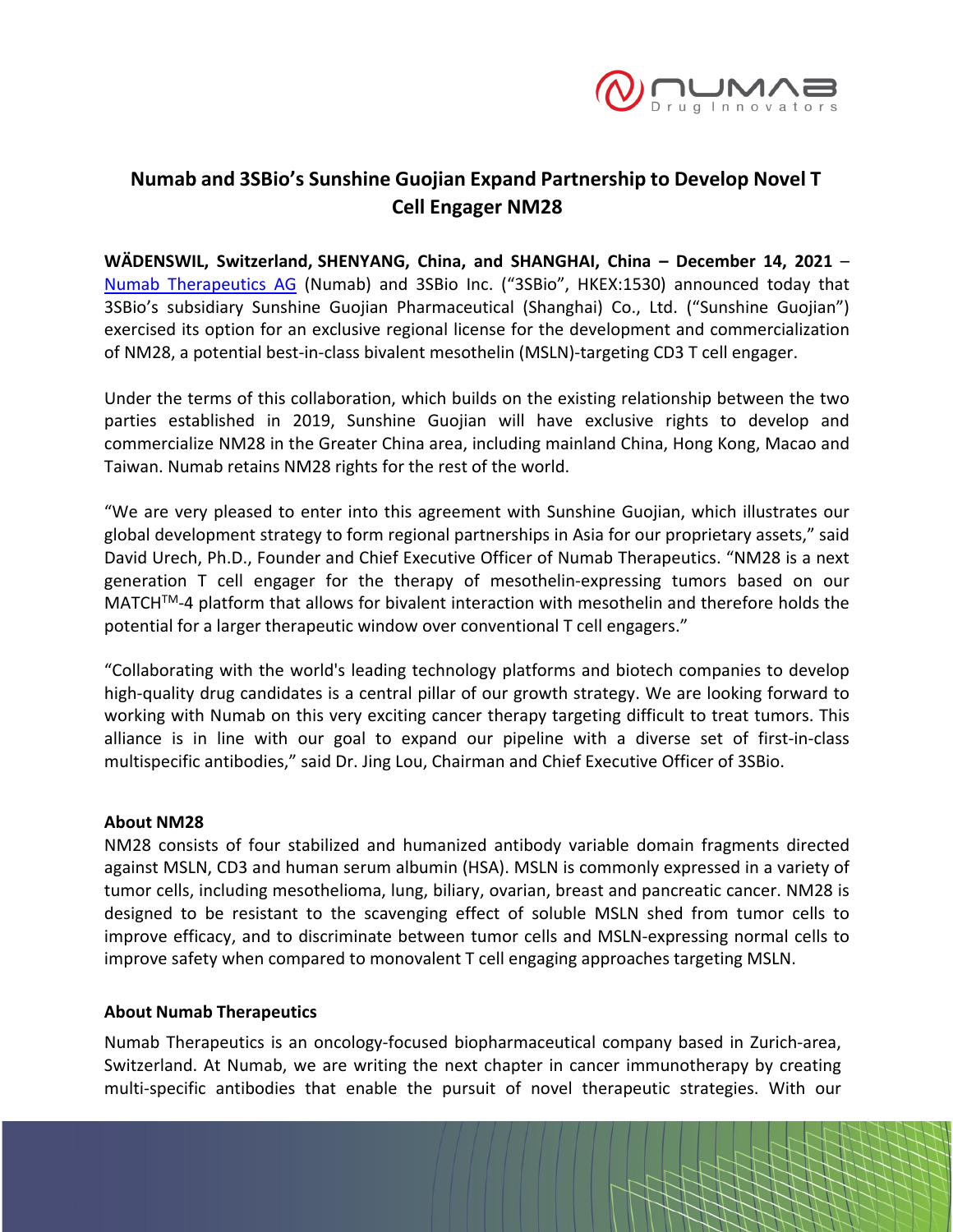# Numab and 3SBio's Sunshine Guojian Expand Partnership to Develop Novel T Cell Engager NM28

**WÄDENSWIL, Switzerland, SHENYANG, China, and SHANGHAI, China – December 14, 2021** – Numab Therapeutics AG (Numab) and 3SBio Inc. ("3SBio", HKEX:1530) announced today that 3SBio's subsidiary Sunshine Guojian Pharmaceutical (Shanghai) Co., Ltd. ("Sunshine Guojian") exercised its option for an exclusive regional license for the development and commercialization of NM28, a potential best-in-class bivalent mesothelin (MSLN)-targeting CD3 T cell engager.

Under the terms of this collaboration, which builds on the existing relationship between the two parties established in 2019, Sunshine Guojian will have exclusive rights to develop and commercialize NM28 in the Greater China area, including mainland China, Hong Kong, Macao and Taiwan. Numab retains NM28 rights for the rest of the world.

"We are very pleased to enter into this agreement with Sunshine Guojian, which illustrates our global development strategy to form regional partnerships in Asia for our proprietary assets," said David Urech, Ph.D., Founder and Chief Executive Officer of Numab Therapeutics. "NM28 is a next generation T cell engager for the therapy of mesothelin-expressing tumors based on our MATCH™-4 platform that allows for bivalent interaction with mesothelin and therefore holds the potential for a larger therapeutic window over conventional T cell engagers."

"Collaborating with the world's leading technology platforms and biotech companies to develop high-quality drug candidates is a central pillar of our growth strategy. We are looking forward to working with Numab on this very exciting cancer therapy targeting difficult to treat tumors. This alliance is in line with our goal to expand our pipeline with a diverse set of first-in-class multispecific antibodies," said Dr. Jing Lou, Chairman and Chief Executive Officer of 3SBio.

**About NM28**

NM28 consists of four stabilized and humanized antibody variable domain fragments directed against MSLN, CD3 and human serum albumin (HSA). MSLN is commonly expressed in a variety of tumor cells, including mesothelioma, lung, biliary, ovarian, breast and pancreatic cancer. NM28 is designed to be resistant to the scavenging effect of soluble MSLN shed from tumor cells to improve efficacy, and to discriminate between tumor cells and MSLN-expressing normal cells to improve safety when compared to monovalent T cell engaging approaches targeting MSLN.

**About Numab Therapeutics**

Numab Therapeutics is an oncology-focused biopharmaceutical company based in Zurich-area, Switzerland. At Numab, we are writing the next chapter in cancer immunotherapy by creating multi-specific antibodies that enable the pursuit of novel therapeutic strategies. With our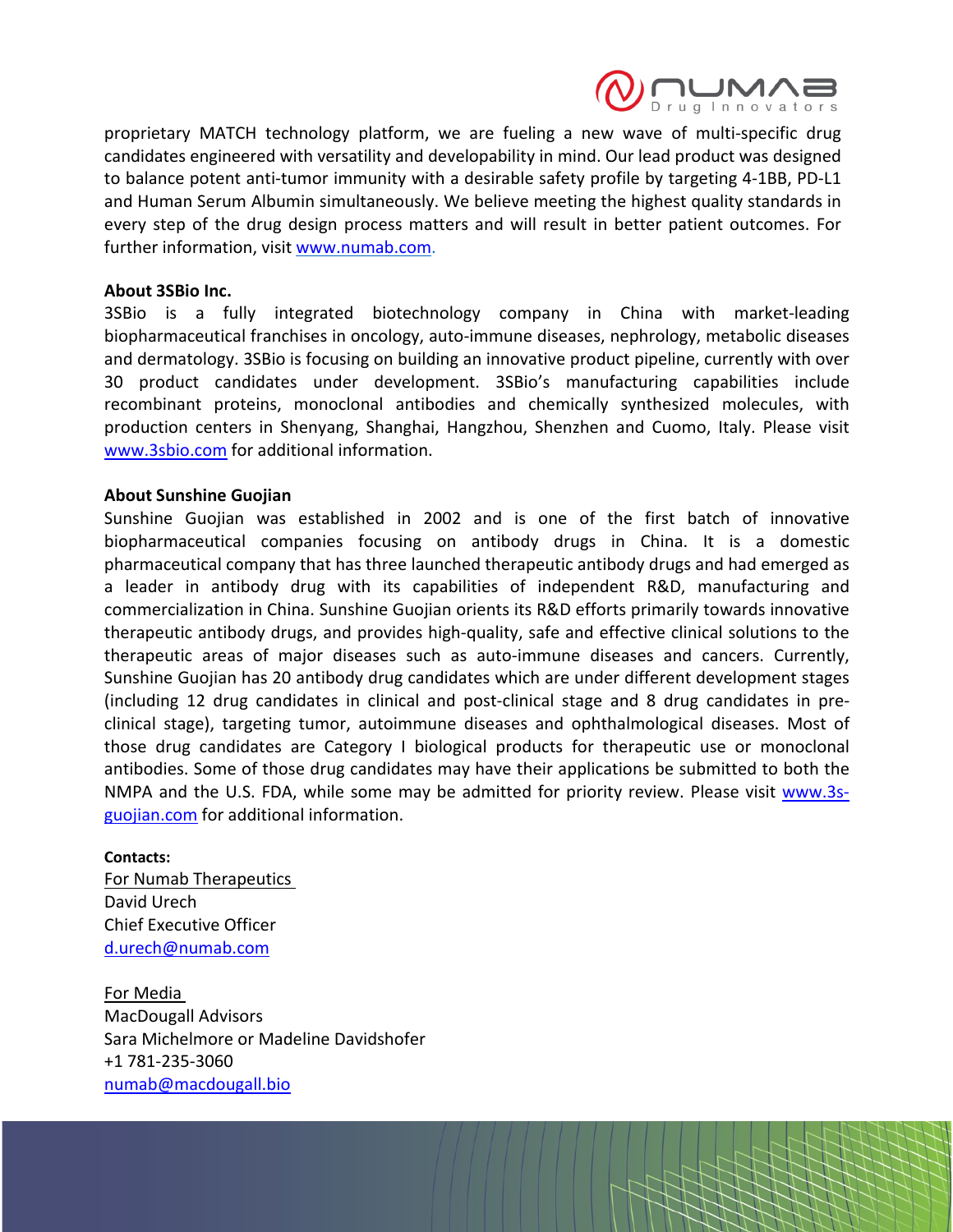proprietary MATCH technology platform, we are fueling a new wave of multi-specific drug candidates engineered with versatility and developability in mind. Our lead product was designed to balance potent anti-tumor immunity with a desirable safety profile by targeting 4-1BB, PD-L1 and Human Serum Albumin simultaneously. We believe meeting the highest quality standards in every step of the drug design process matters and will result in better patient outcomes. For further information, visit www.numab.com.

**About 3SBio Inc.**

3SBio is a fully integrated biotechnology company in China with market-leading biopharmaceutical franchises in oncology, auto-immune diseases, nephrology, metabolic diseases and dermatology. 3SBio is focusing on building an innovative product pipeline, currently with over 30 product candidates under development. 3SBio's manufacturing capabilities include recombinant proteins, monoclonal antibodies and chemically synthesized molecules, with production centers in Shenyang, Shanghai, Hangzhou, Shenzhen and Cuomo, Italy. Please visit www.3sbio.com for additional information.

**About Sunshine Guojian**

Sunshine Guojian was established in 2002 and is one of the first batch of innovative biopharmaceutical companies focusing on antibody drugs in China. It is a domestic pharmaceutical company that has three launched therapeutic antibody drugs and had emerged as a leader in antibody drug with its capabilities of independent R&D, manufacturing and commercialization in China. Sunshine Guojian orients its R&D efforts primarily towards innovative therapeutic antibody drugs, and provides high-quality, safe and effective clinical solutions to the therapeutic areas of major diseases such as auto-immune diseases and cancers. Currently, Sunshine Guojian has 20 antibody drug candidates which are under different development stages (including 12 drug candidates in clinical and post-clinical stage and 8 drug candidates in pre-clinical stage), targeting tumor, autoimmune diseases and ophthalmological diseases. Most of those drug candidates are Category I biological products for therapeutic use or monoclonal antibodies. Some of those drug candidates may have their applications be submitted to both the NMPA and the U.S. FDA, while some may be admitted for priority review. Please visit www.3s-guojian.com for additional information.

**Contacts:**

For Numab Therapeutics
David Urech
Chief Executive Officer
d.urech@numab.com

For Media
MacDougall Advisors
Sara Michelmore or Madeline Davidshofer
+1 781-235-3060
numab@macdougall.bio